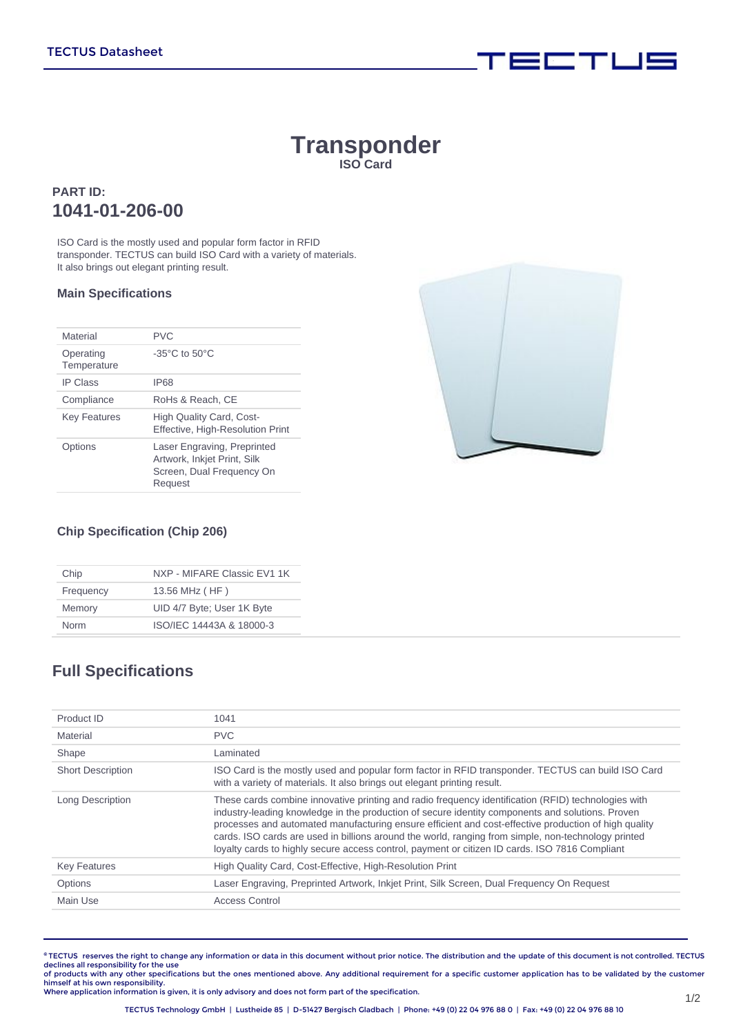# Transponder

**ISO Card**

## PART ID:

## 1041-01-206-00

ISO Card is the mostly used and popular form factor in RFID transponder. TECTUS can build ISO Card with a variety of materials. It also brings out elegant printing result.

### Main Specifications

| | |
|---|---|
| Material | PVC |
| Operating Temperature | -35°C to 50°C |
| IP Class | IP68 |
| Compliance | RoHs & Reach, CE |
| Key Features | High Quality Card, Cost-Effective, High-Resolution Print |
| Options | Laser Engraving, Preprinted Artwork, Inkjet Print, Silk Screen, Dual Frequency On Request |

### Chip Specification (Chip 206)

| | |
|---|---|
| Chip | NXP - MIFARE Classic EV1 1K |
| Frequency | 13.56 MHz ( HF ) |
| Memory | UID 4/7 Byte; User 1K Byte |
| Norm | ISO/IEC 14443A & 18000-3 |

## Full Specifications

| | |
|---|---|
| Product ID | 1041 |
| Material | PVC |
| Shape | Laminated |
| Short Description | ISO Card is the mostly used and popular form factor in RFID transponder. TECTUS can build ISO Card with a variety of materials. It also brings out elegant printing result. |
| Long Description | These cards combine innovative printing and radio frequency identification (RFID) technologies with industry-leading knowledge in the production of secure identity components and solutions. Proven processes and automated manufacturing ensure efficient and cost-effective production of high quality cards. ISO cards are used in billions around the world, ranging from simple, non-technology printed loyalty cards to highly secure access control, payment or citizen ID cards. ISO 7816 Compliant |
| Key Features | High Quality Card, Cost-Effective, High-Resolution Print |
| Options | Laser Engraving, Preprinted Artwork, Inkjet Print, Silk Screen, Dual Frequency On Request |
| Main Use | Access Control |

© TECTUS reserves the right to change any information or data in this document without prior notice. The distribution and the update of this document is not controlled. TECTUS declines all responsibility for the use of products with any other specifications but the ones mentioned above. Any additional requirement for a specific customer application has to be validated by the customer himself at his own responsibility.
Where application information is given, it is only advisory and does not form part of the specification.

TECTUS Technology GmbH | Lustheide 85 | D-51427 Bergisch Gladbach | Phone: +49 (0) 22 04 976 88 0 | Fax: +49 (0) 22 04 976 88 10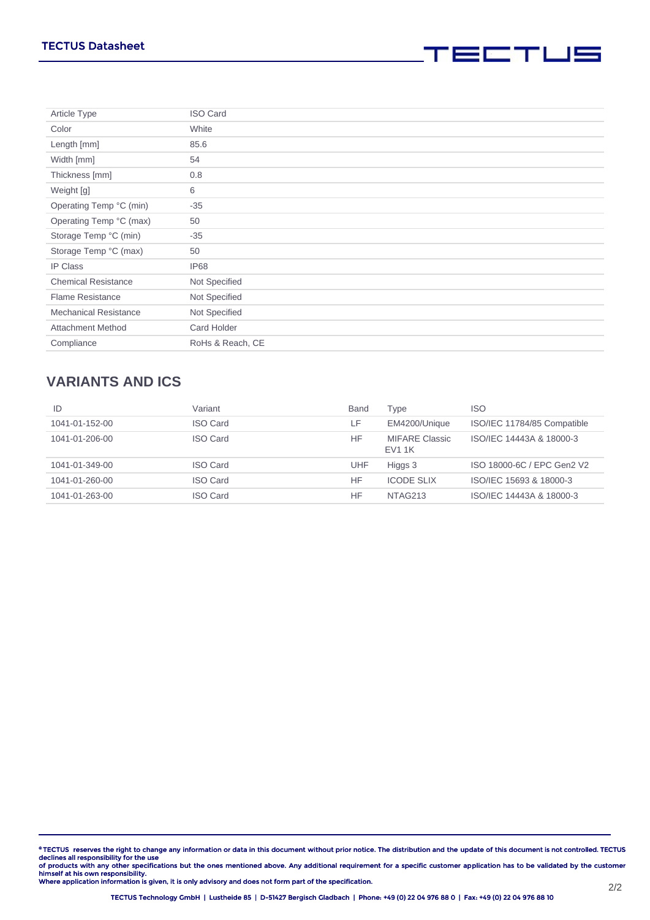| | |
|---|---|
| Article Type | ISO Card |
| Color | White |
| Length [mm] | 85.6 |
| Width [mm] | 54 |
| Thickness [mm] | 0.8 |
| Weight [g] | 6 |
| Operating Temp °C (min) | -35 |
| Operating Temp °C (max) | 50 |
| Storage Temp °C (min) | -35 |
| Storage Temp °C (max) | 50 |
| IP Class | IP68 |
| Chemical Resistance | Not Specified |
| Flame Resistance | Not Specified |
| Mechanical Resistance | Not Specified |
| Attachment Method | Card Holder |
| Compliance | RoHs & Reach, CE |

## VARIANTS AND ICS

| ID | Variant | Band | Type | ISO |
|---|---|---|---|---|
| 1041-01-152-00 | ISO Card | LF | EM4200/Unique | ISO/IEC 11784/85 Compatible |
| 1041-01-206-00 | ISO Card | HF | MIFARE Classic EV1 1K | ISO/IEC 14443A & 18000-3 |
| 1041-01-349-00 | ISO Card | UHF | Higgs 3 | ISO 18000-6C / EPC Gen2 V2 |
| 1041-01-260-00 | ISO Card | HF | ICODE SLIX | ISO/IEC 15693 & 18000-3 |
| 1041-01-263-00 | ISO Card | HF | NTAG213 | ISO/IEC 14443A & 18000-3 |

**® TECTUS reserves the right to change any information or data in this document without prior notice. The distribution and the update of this document is not controlled. TECTUS declines all responsibility for the use of products with any other specifications but the ones mentioned above. Any additional requirement for a specific customer application has to be validated by the customer himself at his own responsibility. Where application information is given, it is only advisory and does not form part of the specification.**

**TECTUS Technology GmbH | Lustheide 85 | D-51427 Bergisch Gladbach | Phone: +49 (0) 22 04 976 88 0 | Fax: +49 (0) 22 04 976 88 10**